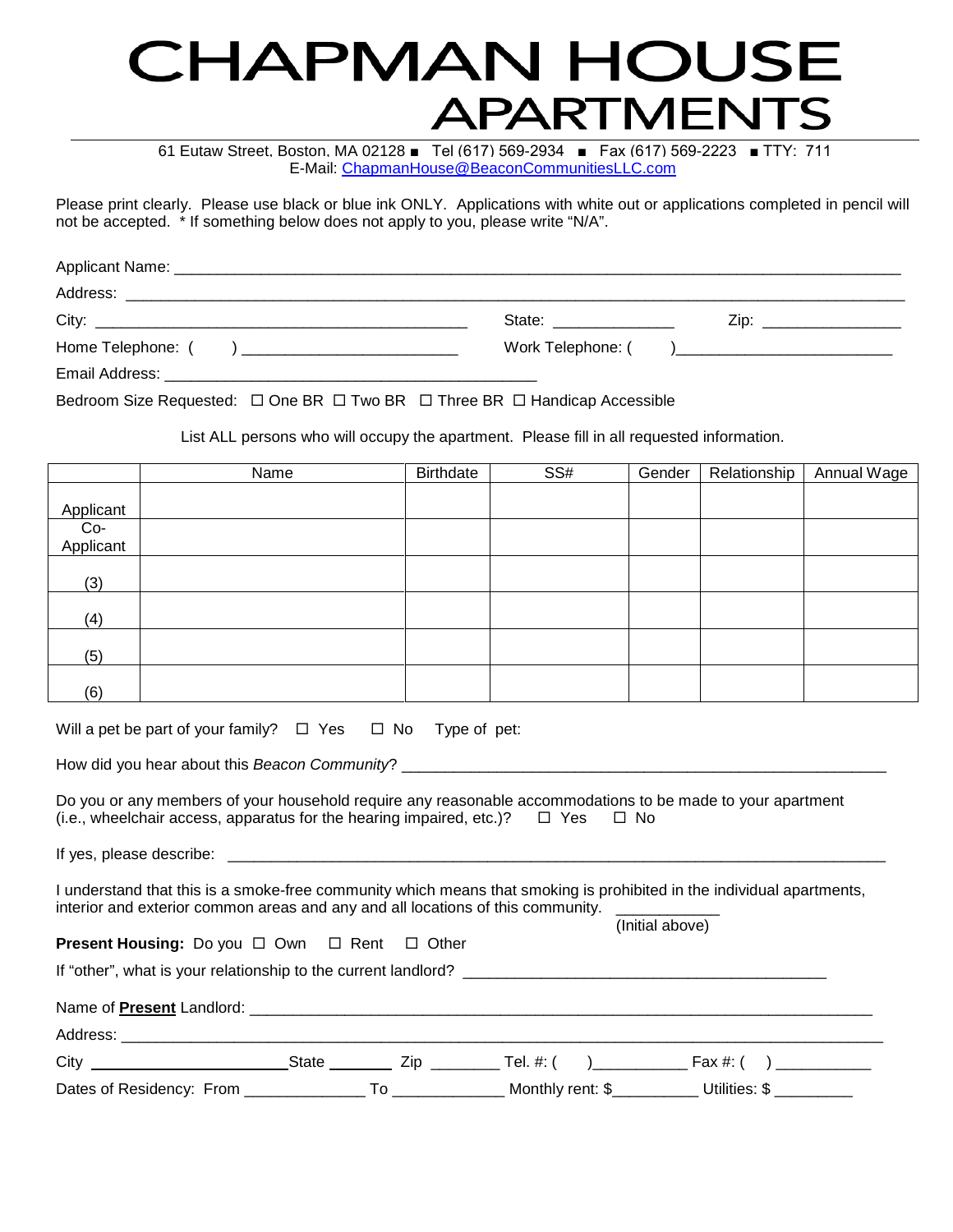# CHAPMAN HOUSE APARTMENTS

61 Eutaw Street, Boston, MA 02128 ■ Tel (617) 569-2934 ■ Fax (617) 569-2223 ■ TTY: 711
E-Mail: ChapmanHouse@BeaconCommunitiesLLC.com

Please print clearly. Please use black or blue ink ONLY. Applications with white out or applications completed in pencil will not be accepted. * If something below does not apply to you, please write "N/A".

Applicant Name: ______________________________________________________________________________

Address: ___________________________________________________________________________________

City: ________________________________________ State: _____________ Zip: _______________

Home Telephone: ( ) _______________________ Work Telephone: ( )_______________________

Email Address: ________________________________________

Bedroom Size Requested: ☐ One BR ☐ Two BR ☐ Three BR ☐ Handicap Accessible

List ALL persons who will occupy the apartment. Please fill in all requested information.

| | Name | Birthdate | SS# | Gender | Relationship | Annual Wage |
|---|---|---|---|---|---|---|
| Applicant | | | | | | |
| Co-Applicant | | | | | | |
| (3) | | | | | | |
| (4) | | | | | | |
| (5) | | | | | | |
| (6) | | | | | | |

Will a pet be part of your family? ☐ Yes ☐ No Type of pet:

How did you hear about this *Beacon Community*? _____________________________________________________

Do you or any members of your household require any reasonable accommodations to be made to your apartment (i.e., wheelchair access, apparatus for the hearing impaired, etc.)? ☐ Yes ☐ No

If yes, please describe: _________________________________________________________________________

I understand that this is a smoke-free community which means that smoking is prohibited in the individual apartments, interior and exterior common areas and any and all locations of this community. ___________ (Initial above)

**Present Housing:** Do you ☐ Own ☐ Rent ☐ Other

If "other", what is your relationship to the current landlord? _______________________________________

Name of **Present** Landlord: _____________________________________________________________________

Address: ___________________________________________________________________________________

City ______________________ State _______ Zip ________ Tel. #: ( )__________ Fax #: ( ) ___________

Dates of Residency: From _____________ To _____________ Monthly rent: $_________ Utilities: $ _________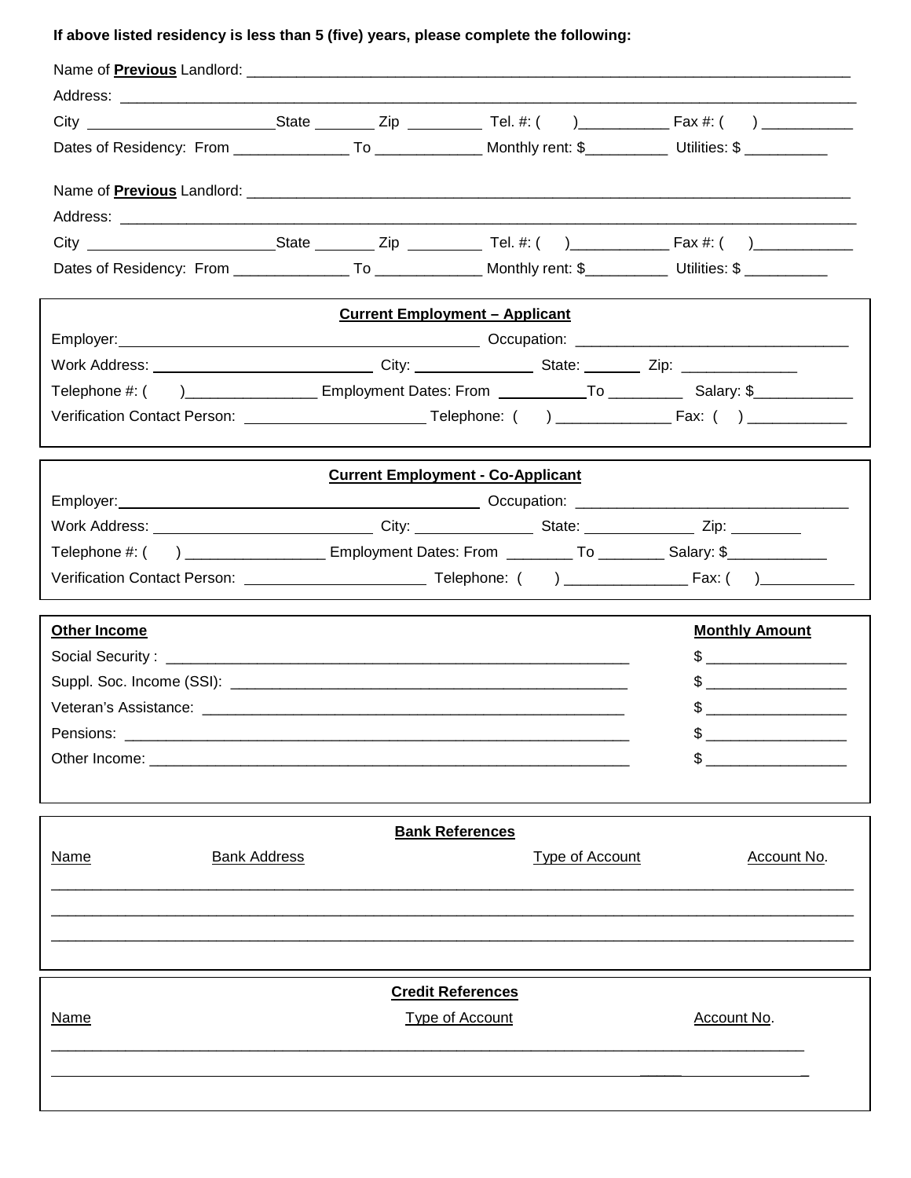**If above listed residency is less than 5 (five) years, please complete the following:**

Name of **Previous** Landlord: ___________________________________________________________________________

Address: _____________________________________________________________________________________________

City _______________________State _______ Zip _________ Tel. #: (      )___________ Fax #: (      ) ___________

Dates of Residency: From ______________ To _____________ Monthly rent: $__________ Utilities: $ __________

Name of **Previous** Landlord: ___________________________________________________________________________

Address: _____________________________________________________________________________________________

City _______________________State _______ Zip _________ Tel. #: (      )____________ Fax #: (      )____________

Dates of Residency: From ______________ To _____________ Monthly rent: $__________ Utilities: $ __________

**Current Employment – Applicant**

Employer: _____________________________________________ Occupation: _________________________________

Work Address: ___________________________ City: _______________ State: _______ Zip: ______________

Telephone #: (      )________________ Employment Dates: From ___________To _________ Salary: $____________

Verification Contact Person: ______________________ Telephone: (      ) ______________ Fax: (      ) ____________

**Current Employment - Co-Applicant**

Employer: _____________________________________________ Occupation: _________________________________

Work Address: ___________________________ City: _______________ State: ______________ Zip: ________

Telephone #: (      ) ________________ Employment Dates: From ________ To ________ Salary: $____________

Verification Contact Person: ______________________ Telephone: (      ) _______________ Fax: (      )____________

| Other Income | Monthly Amount |
|---|---|
| Social Security : ______________________________________________ | $ ________________ |
| Suppl. Soc. Income (SSI): _______________________________________ | $ ________________ |
| Veteran's Assistance: ___________________________________________ | $ ________________ |
| Pensions: _____________________________________________________ | $ ________________ |
| Other Income: _________________________________________________ | $ ________________ |

**Bank References**

| Name | Bank Address | Type of Account | Account No. |
|---|---|---|---|
| | | | |
| | | | |
| | | | |

**Credit References**

| Name | Type of Account | Account No. |
|---|---|---|
| | | |
| | | |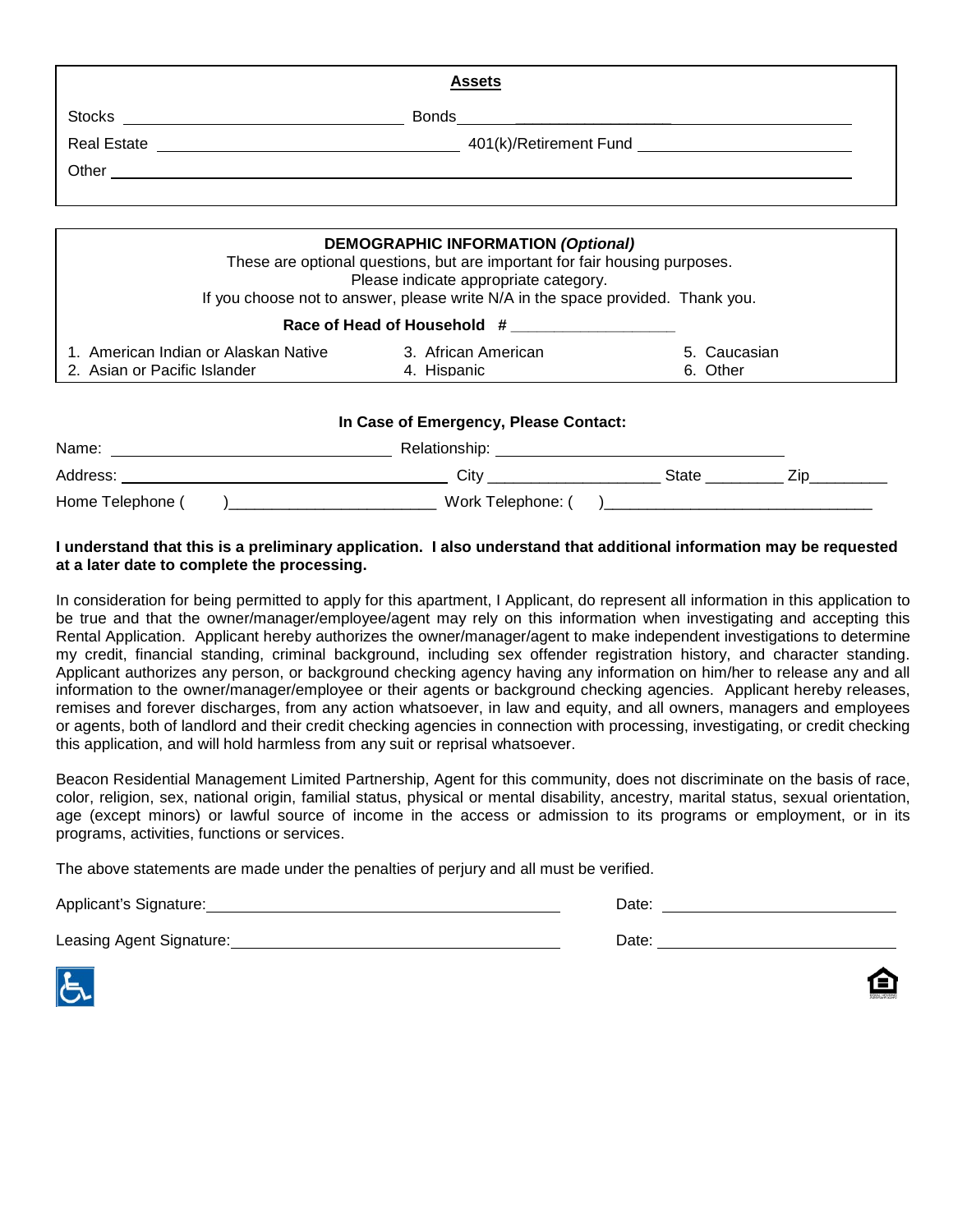## Assets

Stocks ______________________ Bonds ______________________

Real Estate ______________________ 401(k)/Retirement Fund ______________________

Other ______________________________________________

## DEMOGRAPHIC INFORMATION *(Optional)*

These are optional questions, but are important for fair housing purposes.
Please indicate appropriate category.
If you choose not to answer, please write N/A in the space provided. Thank you.

**Race of Head of Household # ___________________**

| | | |
|---|---|---|
| 1. American Indian or Alaskan Native | 3. African American | 5. Caucasian |
| 2. Asian or Pacific Islander | 4. Hispanic | 6. Other |

**In Case of Emergency, Please Contact:**

Name: ______________________ Relationship: ______________________

Address: ______________________ City ___________________ State _________ Zip_________

Home Telephone ( )________________________ Work Telephone: ( )______________________________

**I understand that this is a preliminary application. I also understand that additional information may be requested at a later date to complete the processing.**

In consideration for being permitted to apply for this apartment, I Applicant, do represent all information in this application to be true and that the owner/manager/employee/agent may rely on this information when investigating and accepting this Rental Application. Applicant hereby authorizes the owner/manager/agent to make independent investigations to determine my credit, financial standing, criminal background, including sex offender registration history, and character standing. Applicant authorizes any person, or background checking agency having any information on him/her to release any and all information to the owner/manager/employee or their agents or background checking agencies. Applicant hereby releases, remises and forever discharges, from any action whatsoever, in law and equity, and all owners, managers and employees or agents, both of landlord and their credit checking agencies in connection with processing, investigating, or credit checking this application, and will hold harmless from any suit or reprisal whatsoever.

Beacon Residential Management Limited Partnership, Agent for this community, does not discriminate on the basis of race, color, religion, sex, national origin, familial status, physical or mental disability, ancestry, marital status, sexual orientation, age (except minors) or lawful source of income in the access or admission to its programs or employment, or in its programs, activities, functions or services.

The above statements are made under the penalties of perjury and all must be verified.

Applicant's Signature: ______________________ Date: ______________________

Leasing Agent Signature: ______________________ Date: ______________________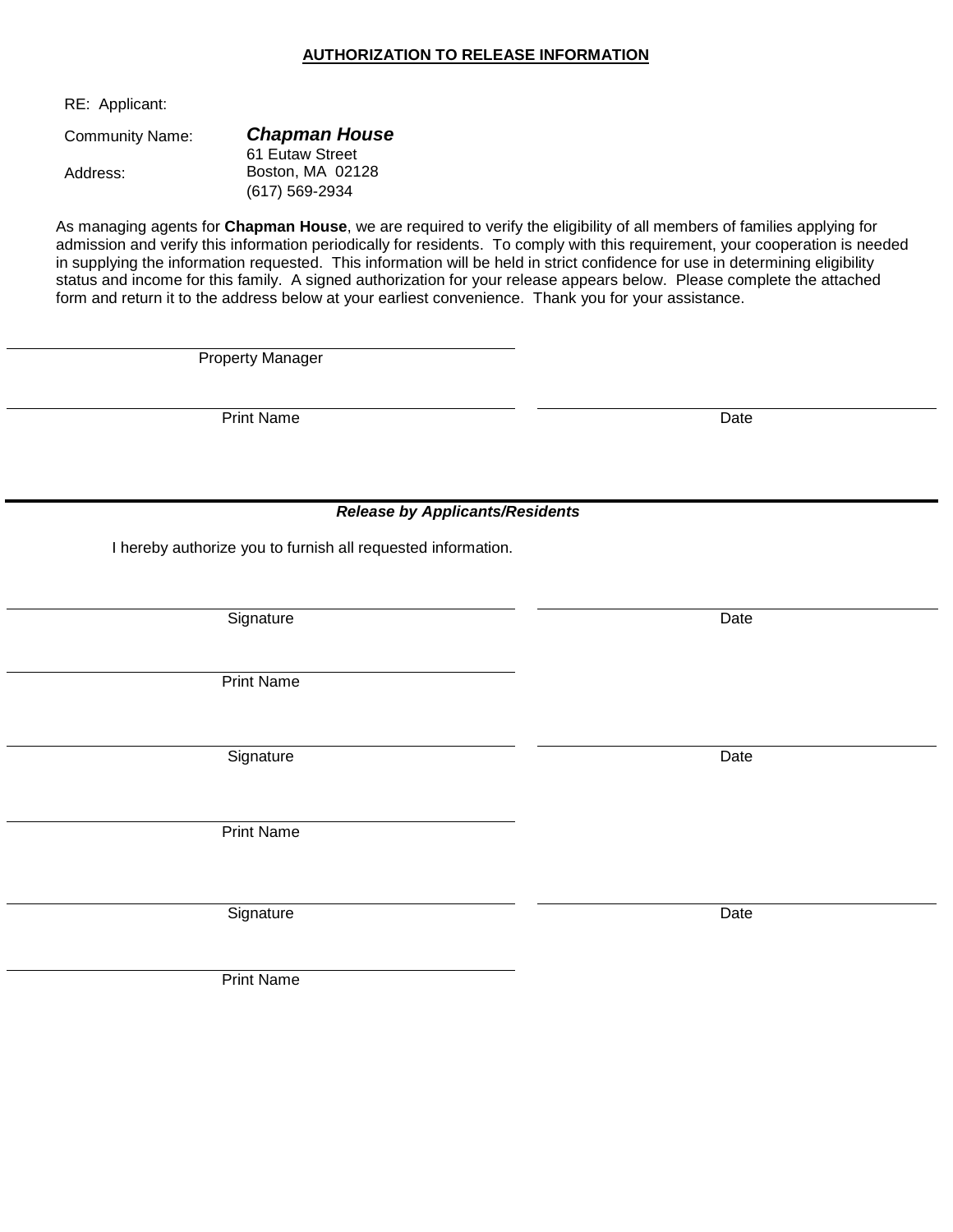**AUTHORIZATION TO RELEASE INFORMATION**

RE: Applicant:

Community Name: ***Chapman House***

Address: 61 Eutaw Street
Boston, MA 02128
(617) 569-2934

As managing agents for **Chapman House**, we are required to verify the eligibility of all members of families applying for admission and verify this information periodically for residents. To comply with this requirement, your cooperation is needed in supplying the information requested. This information will be held in strict confidence for use in determining eligibility status and income for this family. A signed authorization for your release appears below. Please complete the attached form and return it to the address below at your earliest convenience. Thank you for your assistance.

\_\_\_\_\_\_\_\_\_\_\_\_\_\_\_\_\_\_\_\_\_\_\_\_\_\_\_\_\_\_\_\_
Property Manager

\_\_\_\_\_\_\_\_\_\_\_\_\_\_\_\_\_\_\_\_\_\_\_\_\_\_\_\_\_\_\_\_ \_\_\_\_\_\_\_\_\_\_\_\_\_\_\_\_\_\_\_\_
Print Name Date

---

***Release by Applicants/Residents***

I hereby authorize you to furnish all requested information.

\_\_\_\_\_\_\_\_\_\_\_\_\_\_\_\_\_\_\_\_\_\_\_\_\_\_\_\_\_\_\_\_ \_\_\_\_\_\_\_\_\_\_\_\_\_\_\_\_\_\_\_\_
Signature Date

\_\_\_\_\_\_\_\_\_\_\_\_\_\_\_\_\_\_\_\_\_\_\_\_\_\_\_\_\_\_\_\_
Print Name

\_\_\_\_\_\_\_\_\_\_\_\_\_\_\_\_\_\_\_\_\_\_\_\_\_\_\_\_\_\_\_\_ \_\_\_\_\_\_\_\_\_\_\_\_\_\_\_\_\_\_\_\_
Signature Date

\_\_\_\_\_\_\_\_\_\_\_\_\_\_\_\_\_\_\_\_\_\_\_\_\_\_\_\_\_\_\_\_
Print Name

\_\_\_\_\_\_\_\_\_\_\_\_\_\_\_\_\_\_\_\_\_\_\_\_\_\_\_\_\_\_\_\_ \_\_\_\_\_\_\_\_\_\_\_\_\_\_\_\_\_\_\_\_
Signature Date

\_\_\_\_\_\_\_\_\_\_\_\_\_\_\_\_\_\_\_\_\_\_\_\_\_\_\_\_\_\_\_\_
Print Name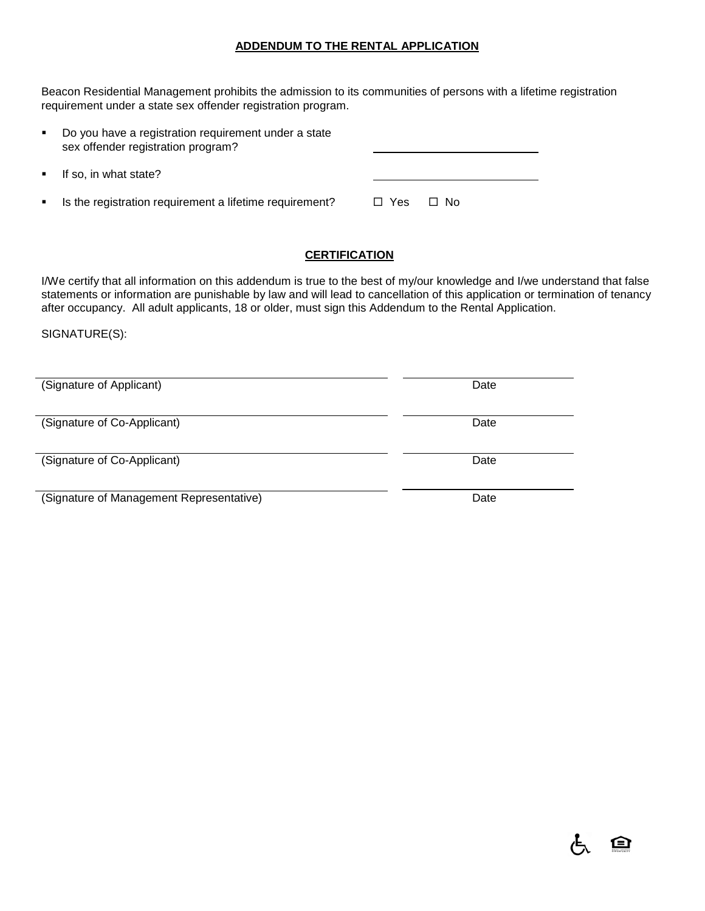## ADDENDUM TO THE RENTAL APPLICATION

Beacon Residential Management prohibits the admission to its communities of persons with a lifetime registration requirement under a state sex offender registration program.

- Do you have a registration requirement under a state sex offender registration program? \_\_\_\_\_\_\_\_\_\_\_\_\_\_\_\_\_\_\_\_
- If so, in what state? \_\_\_\_\_\_\_\_\_\_\_\_\_\_\_\_\_\_\_\_
- Is the registration requirement a lifetime requirement? ☐ Yes ☐ No

## CERTIFICATION

I/We certify that all information on this addendum is true to the best of my/our knowledge and I/we understand that false statements or information are punishable by law and will lead to cancellation of this application or termination of tenancy after occupancy. All adult applicants, 18 or older, must sign this Addendum to the Rental Application.

SIGNATURE(S):

\_\_\_\_\_\_\_\_\_\_\_\_\_\_\_\_\_\_\_\_\_\_\_\_\_\_\_\_\_\_\_\_\_\_\_\_\_\_\_\_ \_\_\_\_\_\_\_\_\_\_\_\_\_\_\_\_\_\_\_\_
(Signature of Applicant) Date

\_\_\_\_\_\_\_\_\_\_\_\_\_\_\_\_\_\_\_\_\_\_\_\_\_\_\_\_\_\_\_\_\_\_\_\_\_\_\_\_ \_\_\_\_\_\_\_\_\_\_\_\_\_\_\_\_\_\_\_\_
(Signature of Co-Applicant) Date

\_\_\_\_\_\_\_\_\_\_\_\_\_\_\_\_\_\_\_\_\_\_\_\_\_\_\_\_\_\_\_\_\_\_\_\_\_\_\_\_ \_\_\_\_\_\_\_\_\_\_\_\_\_\_\_\_\_\_\_\_
(Signature of Co-Applicant) Date

\_\_\_\_\_\_\_\_\_\_\_\_\_\_\_\_\_\_\_\_\_\_\_\_\_\_\_\_\_\_\_\_\_\_\_\_\_\_\_\_ \_\_\_\_\_\_\_\_\_\_\_\_\_\_\_\_\_\_\_\_
(Signature of Management Representative) Date